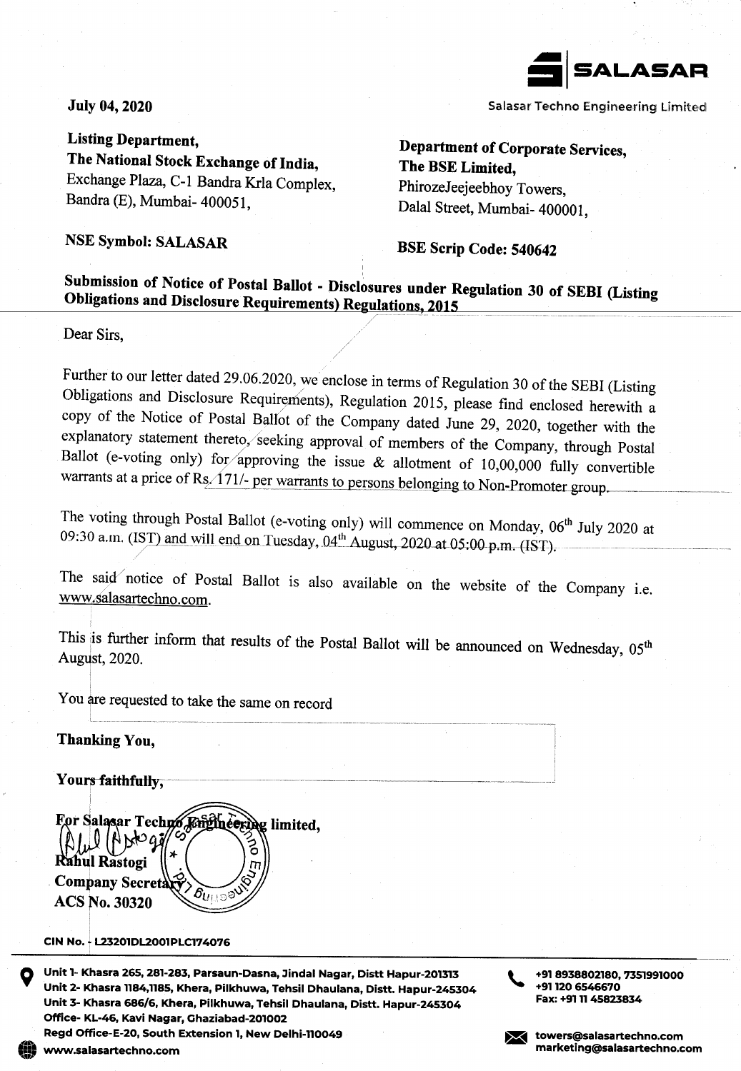**SALASAR**

Salasar Techno Engineering Limited

**July 04, 2020**

**Listing Department,**
**The National Stock Exchange of India,**
Exchange Plaza, C-1 Bandra Krla Complex,
Bandra (E), Mumbai- 400051,

**NSE Symbol: SALASAR**

**Department of Corporate Services,**
**The BSE Limited,**
PhirozeJeejeebhoy Towers,
Dalal Street, Mumbai- 400001,

**BSE Scrip Code: 540642**

**Submission of Notice of Postal Ballot - Disclosures under Regulation 30 of SEBI (Listing Obligations and Disclosure Requirements) Regulations, 2015**

Dear Sirs,

Further to our letter dated 29.06.2020, we enclose in terms of Regulation 30 of the SEBI (Listing Obligations and Disclosure Requirements), Regulation 2015, please find enclosed herewith a copy of the Notice of Postal Ballot of the Company dated June 29, 2020, together with the explanatory statement thereto, seeking approval of members of the Company, through Postal Ballot (e-voting only) for approving the issue & allotment of 10,00,000 fully convertible warrants at a price of Rs. 171/- per warrants to persons belonging to Non-Promoter group.

The voting through Postal Ballot (e-voting only) will commence on Monday, 06th July 2020 at 09:30 a.m. (IST) and will end on Tuesday, 04th August, 2020 at 05:00 p.m. (IST).

The said notice of Postal Ballot is also available on the website of the Company i.e. www.salasartechno.com.

This is further inform that results of the Postal Ballot will be announced on Wednesday, 05th August, 2020.

You are requested to take the same on record

**Thanking You,**

**Yours faithfully,**

**For Salasar Techno Engineering limited,**

**Rahul Rastogi**
**Company Secretary**
**ACS No. 30320**

**CIN No. - L23201DL2001PLC174076**

**Unit 1-** Khasra 265, 281-283, Parsaun-Dasna, Jindal Nagar, Distt Hapur-201313
**Unit 2-** Khasra 1184,1185, Khera, Pilkhuwa, Tehsil Dhaulana, Distt. Hapur-245304
**Unit 3-** Khasra 686/6, Khera, Pilkhuwa, Tehsil Dhaulana, Distt. Hapur-245304
**Office-** KL-46, Kavi Nagar, Ghaziabad-201002
**Regd Office-**E-20, South Extension 1, New Delhi-110049
www.salasartechno.com

+91 8938802180, 7351991000
+91 120 6546670
Fax: +91 11 45823834

towers@salasartechno.com
marketing@salasartechno.com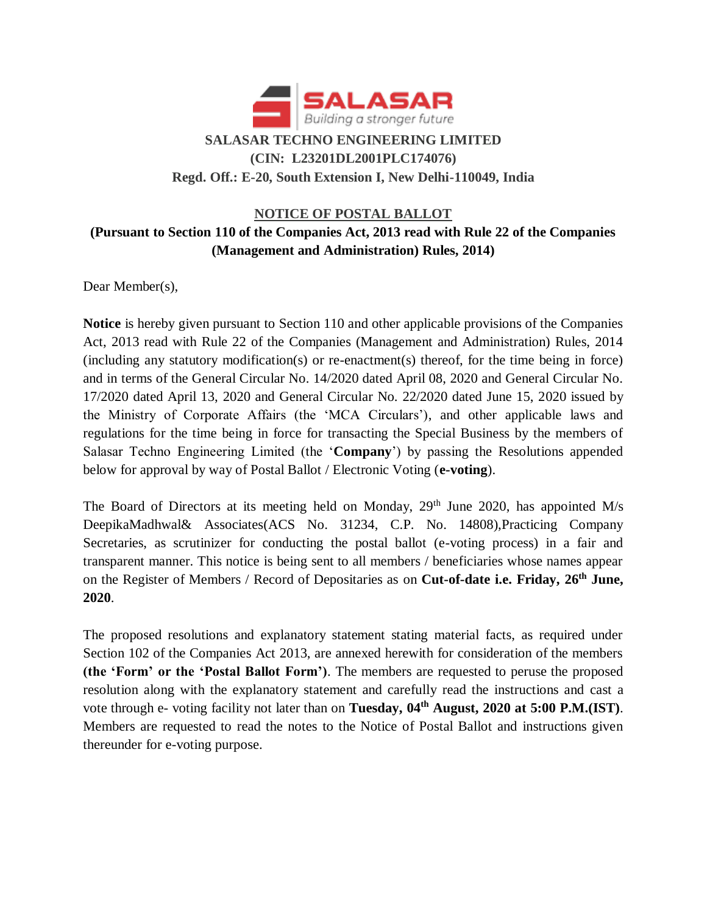**SALASAR TECHNO ENGINEERING LIMITED**
**(CIN: L23201DL2001PLC174076)**
**Regd. Off.: E-20, South Extension I, New Delhi-110049, India**

## NOTICE OF POSTAL BALLOT

**(Pursuant to Section 110 of the Companies Act, 2013 read with Rule 22 of the Companies (Management and Administration) Rules, 2014)**

Dear Member(s),

**Notice** is hereby given pursuant to Section 110 and other applicable provisions of the Companies Act, 2013 read with Rule 22 of the Companies (Management and Administration) Rules, 2014 (including any statutory modification(s) or re-enactment(s) thereof, for the time being in force) and in terms of the General Circular No. 14/2020 dated April 08, 2020 and General Circular No. 17/2020 dated April 13, 2020 and General Circular No. 22/2020 dated June 15, 2020 issued by the Ministry of Corporate Affairs (the 'MCA Circulars'), and other applicable laws and regulations for the time being in force for transacting the Special Business by the members of Salasar Techno Engineering Limited (the '**Company**') by passing the Resolutions appended below for approval by way of Postal Ballot / Electronic Voting (**e-voting**).

The Board of Directors at its meeting held on Monday, 29th June 2020, has appointed M/s DeepikaMadhwal& Associates(ACS No. 31234, C.P. No. 14808),Practicing Company Secretaries, as scrutinizer for conducting the postal ballot (e-voting process) in a fair and transparent manner. This notice is being sent to all members / beneficiaries whose names appear on the Register of Members / Record of Depositaries as on **Cut-of-date i.e. Friday, 26th June, 2020**.

The proposed resolutions and explanatory statement stating material facts, as required under Section 102 of the Companies Act 2013, are annexed herewith for consideration of the members **(the 'Form' or the 'Postal Ballot Form')**. The members are requested to peruse the proposed resolution along with the explanatory statement and carefully read the instructions and cast a vote through e- voting facility not later than on **Tuesday, 04th August, 2020 at 5:00 P.M.(IST)**. Members are requested to read the notes to the Notice of Postal Ballot and instructions given thereunder for e-voting purpose.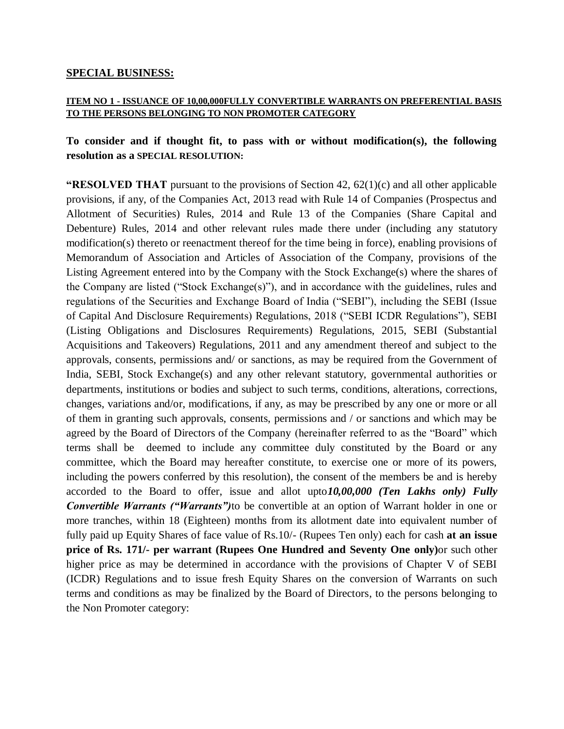## SPECIAL BUSINESS:

**ITEM NO 1 - ISSUANCE OF 10,00,000FULLY CONVERTIBLE WARRANTS ON PREFERENTIAL BASIS TO THE PERSONS BELONGING TO NON PROMOTER CATEGORY**

**To consider and if thought fit, to pass with or without modification(s), the following resolution as a SPECIAL RESOLUTION:**

**"RESOLVED THAT** pursuant to the provisions of Section 42, 62(1)(c) and all other applicable provisions, if any, of the Companies Act, 2013 read with Rule 14 of Companies (Prospectus and Allotment of Securities) Rules, 2014 and Rule 13 of the Companies (Share Capital and Debenture) Rules, 2014 and other relevant rules made there under (including any statutory modification(s) thereto or reenactment thereof for the time being in force), enabling provisions of Memorandum of Association and Articles of Association of the Company, provisions of the Listing Agreement entered into by the Company with the Stock Exchange(s) where the shares of the Company are listed ("Stock Exchange(s)"), and in accordance with the guidelines, rules and regulations of the Securities and Exchange Board of India ("SEBI"), including the SEBI (Issue of Capital And Disclosure Requirements) Regulations, 2018 ("SEBI ICDR Regulations"), SEBI (Listing Obligations and Disclosures Requirements) Regulations, 2015, SEBI (Substantial Acquisitions and Takeovers) Regulations, 2011 and any amendment thereof and subject to the approvals, consents, permissions and/ or sanctions, as may be required from the Government of India, SEBI, Stock Exchange(s) and any other relevant statutory, governmental authorities or departments, institutions or bodies and subject to such terms, conditions, alterations, corrections, changes, variations and/or, modifications, if any, as may be prescribed by any one or more or all of them in granting such approvals, consents, permissions and / or sanctions and which may be agreed by the Board of Directors of the Company (hereinafter referred to as the "Board" which terms shall be deemed to include any committee duly constituted by the Board or any committee, which the Board may hereafter constitute, to exercise one or more of its powers, including the powers conferred by this resolution), the consent of the members be and is hereby accorded to the Board to offer, issue and allot upto***10,00,000 (Ten Lakhs only) Fully Convertible Warrants ("Warrants")***to be convertible at an option of Warrant holder in one or more tranches, within 18 (Eighteen) months from its allotment date into equivalent number of fully paid up Equity Shares of face value of Rs.10/- (Rupees Ten only) each for cash **at an issue price of Rs. 171/- per warrant (Rupees One Hundred and Seventy One only)**or such other higher price as may be determined in accordance with the provisions of Chapter V of SEBI (ICDR) Regulations and to issue fresh Equity Shares on the conversion of Warrants on such terms and conditions as may be finalized by the Board of Directors, to the persons belonging to the Non Promoter category: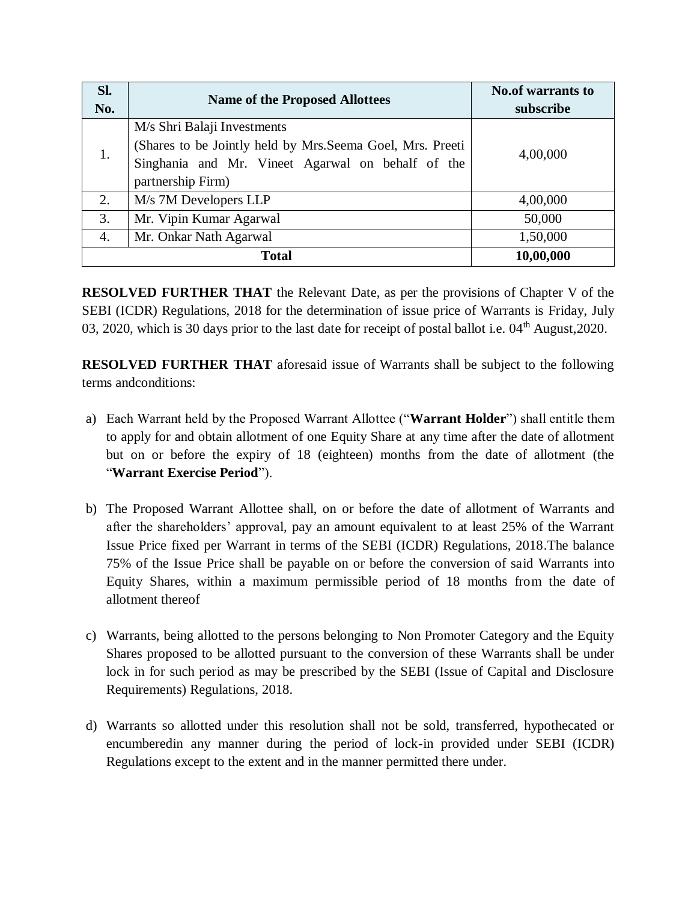| Sl. No. | Name of the Proposed Allottees | No.of warrants to subscribe |
|---|---|---|
| 1. | M/s Shri Balaji Investments (Shares to be Jointly held by Mrs.Seema Goel, Mrs. Preeti Singhania and Mr. Vineet Agarwal on behalf of the partnership Firm) | 4,00,000 |
| 2. | M/s 7M Developers LLP | 4,00,000 |
| 3. | Mr. Vipin Kumar Agarwal | 50,000 |
| 4. | Mr. Onkar Nath Agarwal | 1,50,000 |
| **Total** | | **10,00,000** |

**RESOLVED FURTHER THAT** the Relevant Date, as per the provisions of Chapter V of the SEBI (ICDR) Regulations, 2018 for the determination of issue price of Warrants is Friday, July 03, 2020, which is 30 days prior to the last date for receipt of postal ballot i.e. 04th August,2020.

**RESOLVED FURTHER THAT** aforesaid issue of Warrants shall be subject to the following terms andconditions:

a) Each Warrant held by the Proposed Warrant Allottee ("**Warrant Holder**") shall entitle them to apply for and obtain allotment of one Equity Share at any time after the date of allotment but on or before the expiry of 18 (eighteen) months from the date of allotment (the "**Warrant Exercise Period**").

b) The Proposed Warrant Allottee shall, on or before the date of allotment of Warrants and after the shareholders' approval, pay an amount equivalent to at least 25% of the Warrant Issue Price fixed per Warrant in terms of the SEBI (ICDR) Regulations, 2018.The balance 75% of the Issue Price shall be payable on or before the conversion of said Warrants into Equity Shares, within a maximum permissible period of 18 months from the date of allotment thereof

c) Warrants, being allotted to the persons belonging to Non Promoter Category and the Equity Shares proposed to be allotted pursuant to the conversion of these Warrants shall be under lock in for such period as may be prescribed by the SEBI (Issue of Capital and Disclosure Requirements) Regulations, 2018.

d) Warrants so allotted under this resolution shall not be sold, transferred, hypothecated or encumberedin any manner during the period of lock-in provided under SEBI (ICDR) Regulations except to the extent and in the manner permitted there under.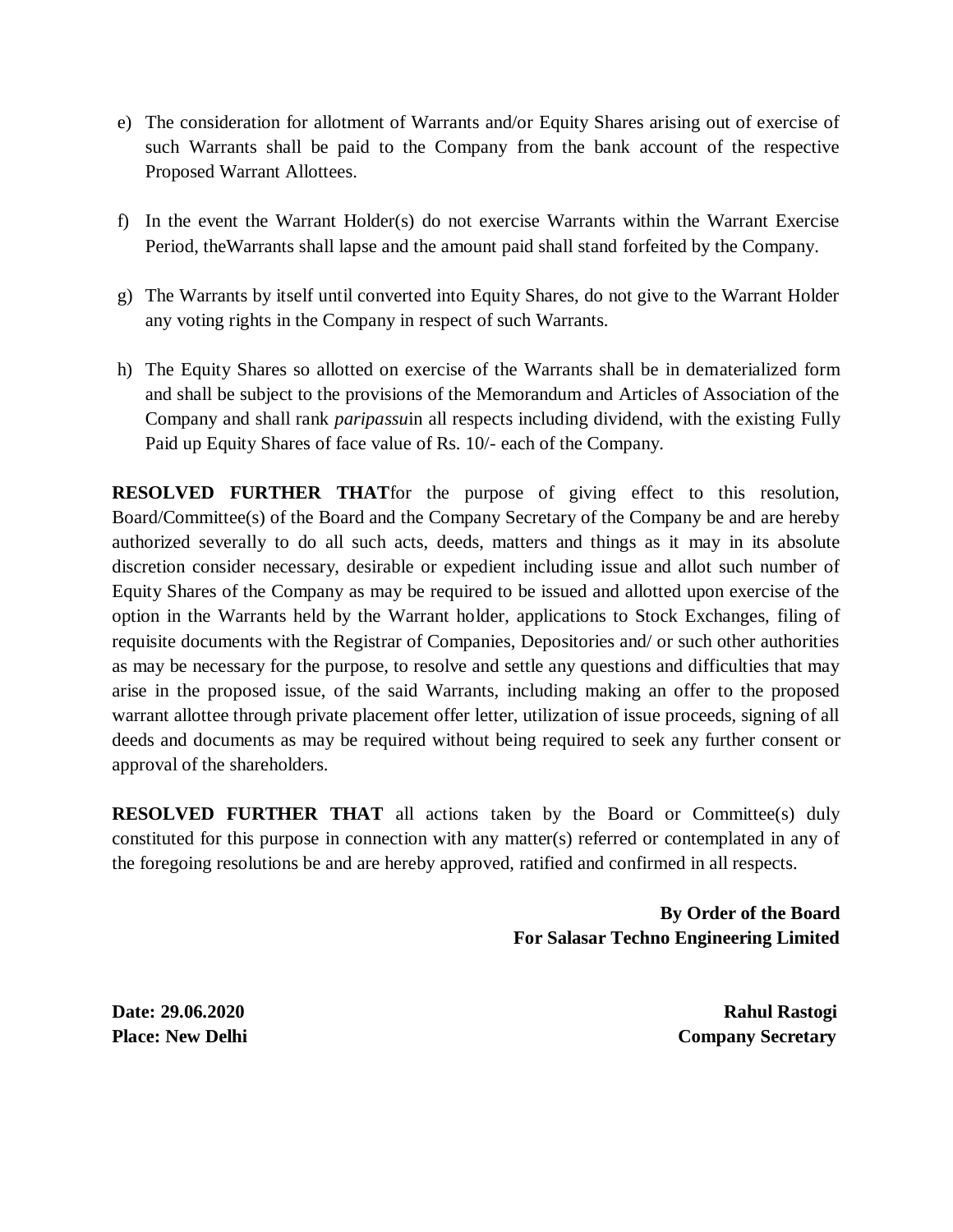e) The consideration for allotment of Warrants and/or Equity Shares arising out of exercise of such Warrants shall be paid to the Company from the bank account of the respective Proposed Warrant Allottees.

f) In the event the Warrant Holder(s) do not exercise Warrants within the Warrant Exercise Period, theWarrants shall lapse and the amount paid shall stand forfeited by the Company.

g) The Warrants by itself until converted into Equity Shares, do not give to the Warrant Holder any voting rights in the Company in respect of such Warrants.

h) The Equity Shares so allotted on exercise of the Warrants shall be in dematerialized form and shall be subject to the provisions of the Memorandum and Articles of Association of the Company and shall rank *paripassu*in all respects including dividend, with the existing Fully Paid up Equity Shares of face value of Rs. 10/- each of the Company.

**RESOLVED FURTHER THAT**for the purpose of giving effect to this resolution, Board/Committee(s) of the Board and the Company Secretary of the Company be and are hereby authorized severally to do all such acts, deeds, matters and things as it may in its absolute discretion consider necessary, desirable or expedient including issue and allot such number of Equity Shares of the Company as may be required to be issued and allotted upon exercise of the option in the Warrants held by the Warrant holder, applications to Stock Exchanges, filing of requisite documents with the Registrar of Companies, Depositories and/ or such other authorities as may be necessary for the purpose, to resolve and settle any questions and difficulties that may arise in the proposed issue, of the said Warrants, including making an offer to the proposed warrant allottee through private placement offer letter, utilization of issue proceeds, signing of all deeds and documents as may be required without being required to seek any further consent or approval of the shareholders.

**RESOLVED FURTHER THAT** all actions taken by the Board or Committee(s) duly constituted for this purpose in connection with any matter(s) referred or contemplated in any of the foregoing resolutions be and are hereby approved, ratified and confirmed in all respects.

**By Order of the Board**
**For Salasar Techno Engineering Limited**

**Date: 29.06.2020**
**Place: New Delhi**

**Rahul Rastogi**
**Company Secretary**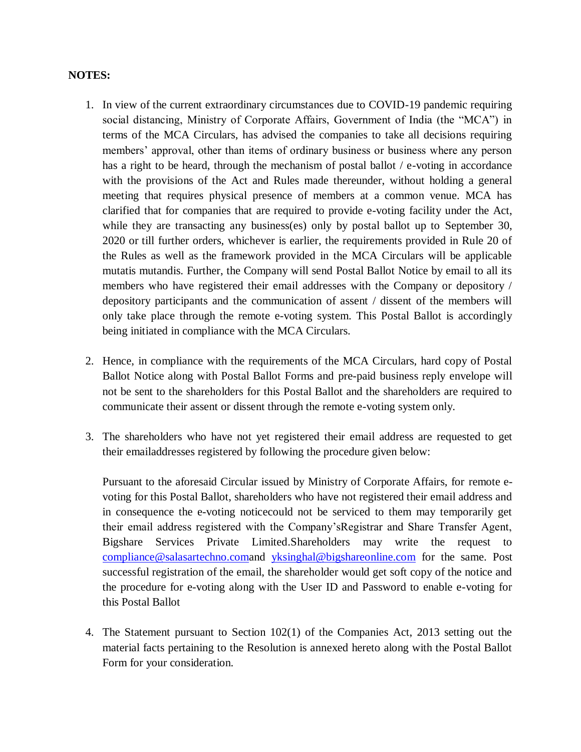**NOTES:**

1. In view of the current extraordinary circumstances due to COVID-19 pandemic requiring social distancing, Ministry of Corporate Affairs, Government of India (the "MCA") in terms of the MCA Circulars, has advised the companies to take all decisions requiring members' approval, other than items of ordinary business or business where any person has a right to be heard, through the mechanism of postal ballot / e-voting in accordance with the provisions of the Act and Rules made thereunder, without holding a general meeting that requires physical presence of members at a common venue. MCA has clarified that for companies that are required to provide e-voting facility under the Act, while they are transacting any business(es) only by postal ballot up to September 30, 2020 or till further orders, whichever is earlier, the requirements provided in Rule 20 of the Rules as well as the framework provided in the MCA Circulars will be applicable mutatis mutandis. Further, the Company will send Postal Ballot Notice by email to all its members who have registered their email addresses with the Company or depository / depository participants and the communication of assent / dissent of the members will only take place through the remote e-voting system. This Postal Ballot is accordingly being initiated in compliance with the MCA Circulars.

2. Hence, in compliance with the requirements of the MCA Circulars, hard copy of Postal Ballot Notice along with Postal Ballot Forms and pre-paid business reply envelope will not be sent to the shareholders for this Postal Ballot and the shareholders are required to communicate their assent or dissent through the remote e-voting system only.

3. The shareholders who have not yet registered their email address are requested to get their emailaddresses registered by following the procedure given below:

   Pursuant to the aforesaid Circular issued by Ministry of Corporate Affairs, for remote e-voting for this Postal Ballot, shareholders who have not registered their email address and in consequence the e-voting noticecould not be serviced to them may temporarily get their email address registered with the Company'sRegistrar and Share Transfer Agent, Bigshare Services Private Limited.Shareholders may write the request to compliance@salasartechno.comand yksinghal@bigshareonline.com for the same. Post successful registration of the email, the shareholder would get soft copy of the notice and the procedure for e-voting along with the User ID and Password to enable e-voting for this Postal Ballot

4. The Statement pursuant to Section 102(1) of the Companies Act, 2013 setting out the material facts pertaining to the Resolution is annexed hereto along with the Postal Ballot Form for your consideration.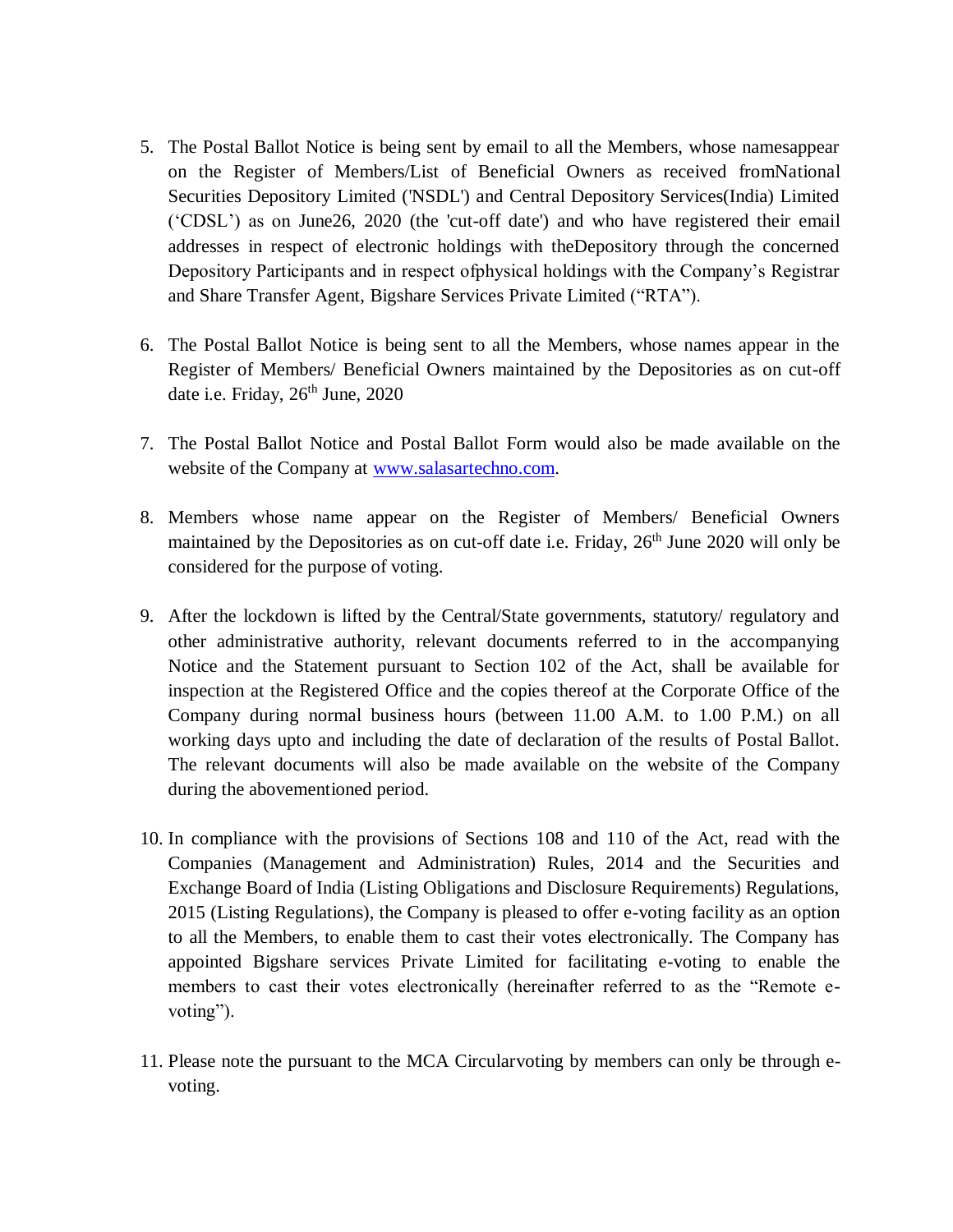5. The Postal Ballot Notice is being sent by email to all the Members, whose namesappear on the Register of Members/List of Beneficial Owners as received fromNational Securities Depository Limited ('NSDL') and Central Depository Services(India) Limited (‘CDSL’) as on June26, 2020 (the 'cut-off date') and who have registered their email addresses in respect of electronic holdings with theDepository through the concerned Depository Participants and in respect ofphysical holdings with the Company’s Registrar and Share Transfer Agent, Bigshare Services Private Limited (“RTA”).

6. The Postal Ballot Notice is being sent to all the Members, whose names appear in the Register of Members/ Beneficial Owners maintained by the Depositories as on cut-off date i.e. Friday, 26th June, 2020

7. The Postal Ballot Notice and Postal Ballot Form would also be made available on the website of the Company at [www.salasartechno.com](www.salasartechno.com).

8. Members whose name appear on the Register of Members/ Beneficial Owners maintained by the Depositories as on cut-off date i.e. Friday, 26th June 2020 will only be considered for the purpose of voting.

9. After the lockdown is lifted by the Central/State governments, statutory/ regulatory and other administrative authority, relevant documents referred to in the accompanying Notice and the Statement pursuant to Section 102 of the Act, shall be available for inspection at the Registered Office and the copies thereof at the Corporate Office of the Company during normal business hours (between 11.00 A.M. to 1.00 P.M.) on all working days upto and including the date of declaration of the results of Postal Ballot. The relevant documents will also be made available on the website of the Company during the abovementioned period.

10. In compliance with the provisions of Sections 108 and 110 of the Act, read with the Companies (Management and Administration) Rules, 2014 and the Securities and Exchange Board of India (Listing Obligations and Disclosure Requirements) Regulations, 2015 (Listing Regulations), the Company is pleased to offer e-voting facility as an option to all the Members, to enable them to cast their votes electronically. The Company has appointed Bigshare services Private Limited for facilitating e-voting to enable the members to cast their votes electronically (hereinafter referred to as the “Remote e-voting”).

11. Please note the pursuant to the MCA Circularvoting by members can only be through e-voting.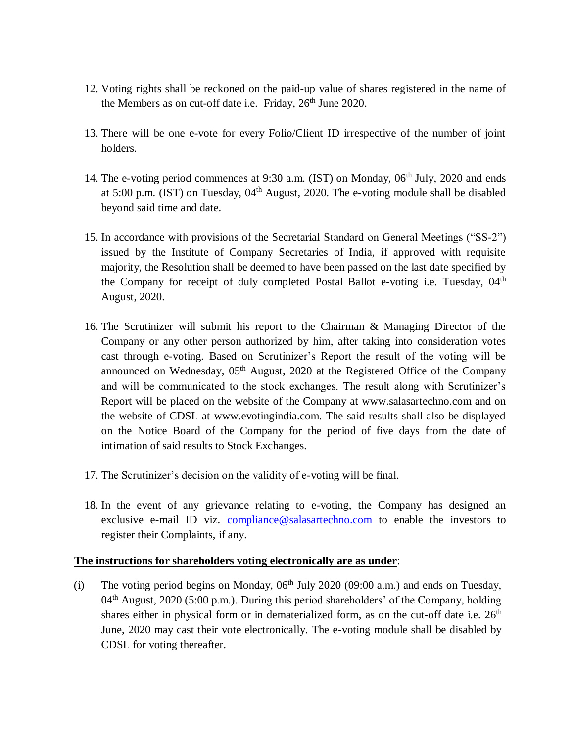12. Voting rights shall be reckoned on the paid-up value of shares registered in the name of the Members as on cut-off date i.e. Friday, 26th June 2020.

13. There will be one e-vote for every Folio/Client ID irrespective of the number of joint holders.

14. The e-voting period commences at 9:30 a.m. (IST) on Monday, 06th July, 2020 and ends at 5:00 p.m. (IST) on Tuesday, 04th August, 2020. The e-voting module shall be disabled beyond said time and date.

15. In accordance with provisions of the Secretarial Standard on General Meetings ("SS-2") issued by the Institute of Company Secretaries of India, if approved with requisite majority, the Resolution shall be deemed to have been passed on the last date specified by the Company for receipt of duly completed Postal Ballot e-voting i.e. Tuesday, 04th August, 2020.

16. The Scrutinizer will submit his report to the Chairman & Managing Director of the Company or any other person authorized by him, after taking into consideration votes cast through e-voting. Based on Scrutinizer's Report the result of the voting will be announced on Wednesday, 05th August, 2020 at the Registered Office of the Company and will be communicated to the stock exchanges. The result along with Scrutinizer's Report will be placed on the website of the Company at www.salasartechno.com and on the website of CDSL at www.evotingindia.com. The said results shall also be displayed on the Notice Board of the Company for the period of five days from the date of intimation of said results to Stock Exchanges.

17. The Scrutinizer's decision on the validity of e-voting will be final.

18. In the event of any grievance relating to e-voting, the Company has designed an exclusive e-mail ID viz. compliance@salasartechno.com to enable the investors to register their Complaints, if any.

**The instructions for shareholders voting electronically are as under**:

(i) The voting period begins on Monday, 06th July 2020 (09:00 a.m.) and ends on Tuesday, 04th August, 2020 (5:00 p.m.). During this period shareholders' of the Company, holding shares either in physical form or in dematerialized form, as on the cut-off date i.e. 26th June, 2020 may cast their vote electronically. The e-voting module shall be disabled by CDSL for voting thereafter.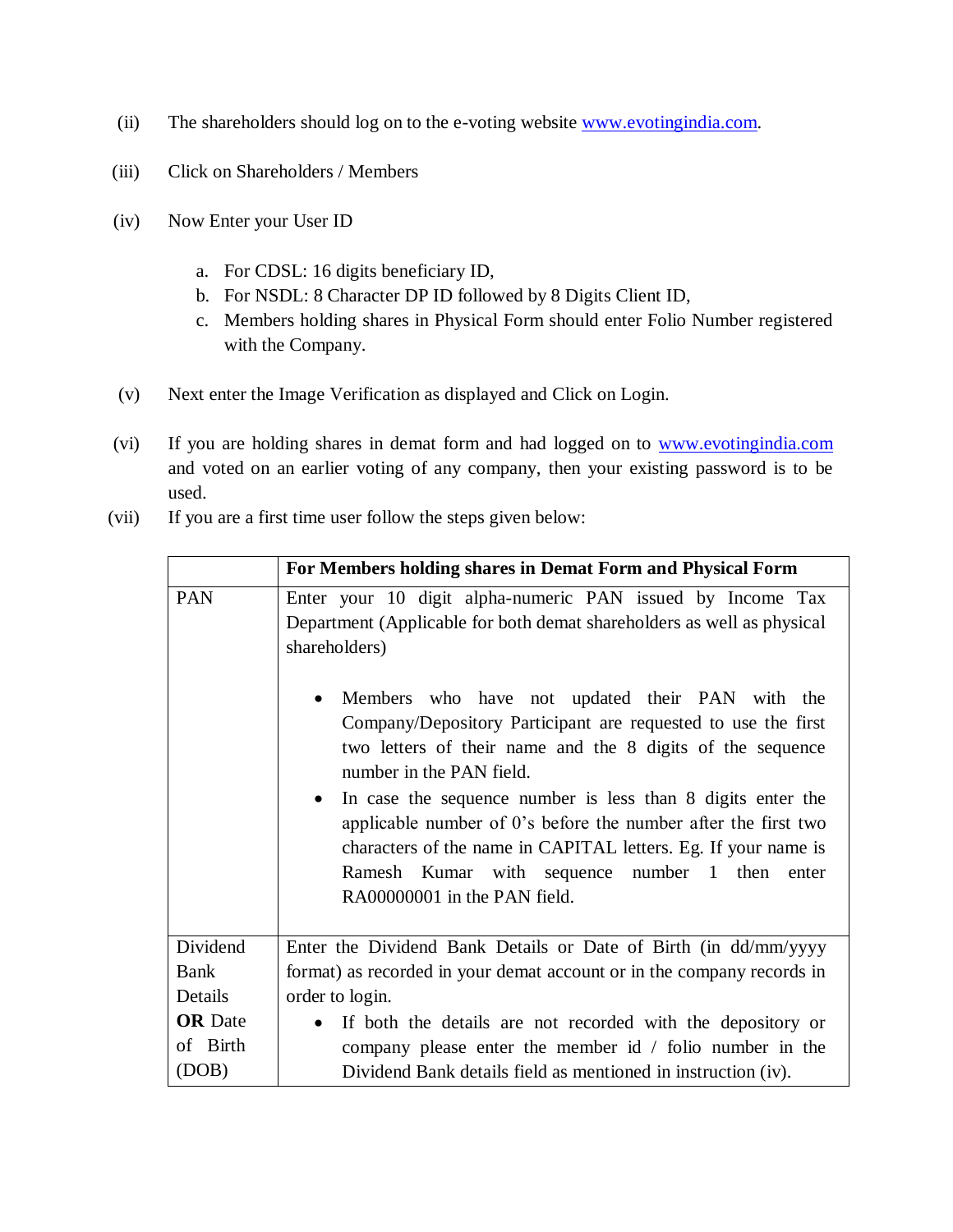(ii) The shareholders should log on to the e-voting website www.evotingindia.com.

(iii) Click on Shareholders / Members

(iv) Now Enter your User ID

a. For CDSL: 16 digits beneficiary ID,
b. For NSDL: 8 Character DP ID followed by 8 Digits Client ID,
c. Members holding shares in Physical Form should enter Folio Number registered with the Company.

(v) Next enter the Image Verification as displayed and Click on Login.

(vi) If you are holding shares in demat form and had logged on to www.evotingindia.com and voted on an earlier voting of any company, then your existing password is to be used.

(vii) If you are a first time user follow the steps given below:

| | For Members holding shares in Demat Form and Physical Form |
|---|---|
| PAN | Enter your 10 digit alpha-numeric PAN issued by Income Tax Department (Applicable for both demat shareholders as well as physical shareholders)<br><br>• Members who have not updated their PAN with the Company/Depository Participant are requested to use the first two letters of their name and the 8 digits of the sequence number in the PAN field.<br>• In case the sequence number is less than 8 digits enter the applicable number of 0's before the number after the first two characters of the name in CAPITAL letters. Eg. If your name is Ramesh Kumar with sequence number 1 then enter RA00000001 in the PAN field. |
| Dividend Bank Details **OR** Date of Birth (DOB) | Enter the Dividend Bank Details or Date of Birth (in dd/mm/yyyy format) as recorded in your demat account or in the company records in order to login.<br>• If both the details are not recorded with the depository or company please enter the member id / folio number in the Dividend Bank details field as mentioned in instruction (iv). |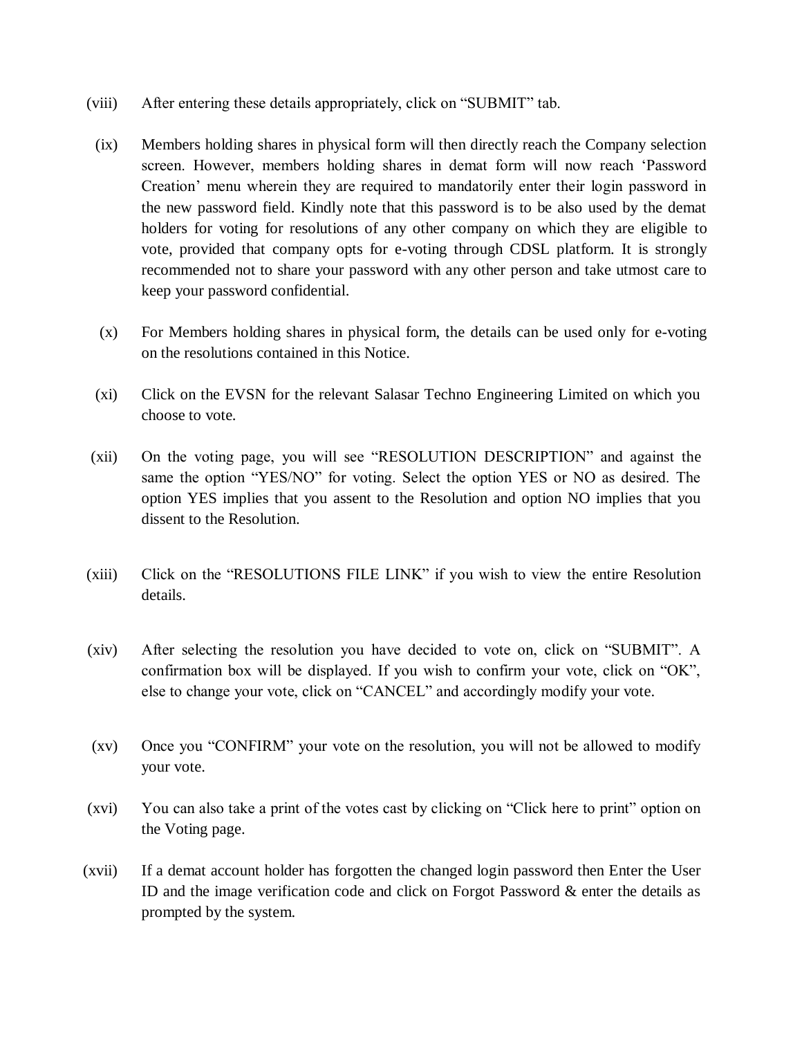(viii) After entering these details appropriately, click on "SUBMIT" tab.

(ix) Members holding shares in physical form will then directly reach the Company selection screen. However, members holding shares in demat form will now reach 'Password Creation' menu wherein they are required to mandatorily enter their login password in the new password field. Kindly note that this password is to be also used by the demat holders for voting for resolutions of any other company on which they are eligible to vote, provided that company opts for e-voting through CDSL platform. It is strongly recommended not to share your password with any other person and take utmost care to keep your password confidential.

(x) For Members holding shares in physical form, the details can be used only for e-voting on the resolutions contained in this Notice.

(xi) Click on the EVSN for the relevant Salasar Techno Engineering Limited on which you choose to vote.

(xii) On the voting page, you will see "RESOLUTION DESCRIPTION" and against the same the option "YES/NO" for voting. Select the option YES or NO as desired. The option YES implies that you assent to the Resolution and option NO implies that you dissent to the Resolution.

(xiii) Click on the "RESOLUTIONS FILE LINK" if you wish to view the entire Resolution details.

(xiv) After selecting the resolution you have decided to vote on, click on "SUBMIT". A confirmation box will be displayed. If you wish to confirm your vote, click on "OK", else to change your vote, click on "CANCEL" and accordingly modify your vote.

(xv) Once you "CONFIRM" your vote on the resolution, you will not be allowed to modify your vote.

(xvi) You can also take a print of the votes cast by clicking on "Click here to print" option on the Voting page.

(xvii) If a demat account holder has forgotten the changed login password then Enter the User ID and the image verification code and click on Forgot Password & enter the details as prompted by the system.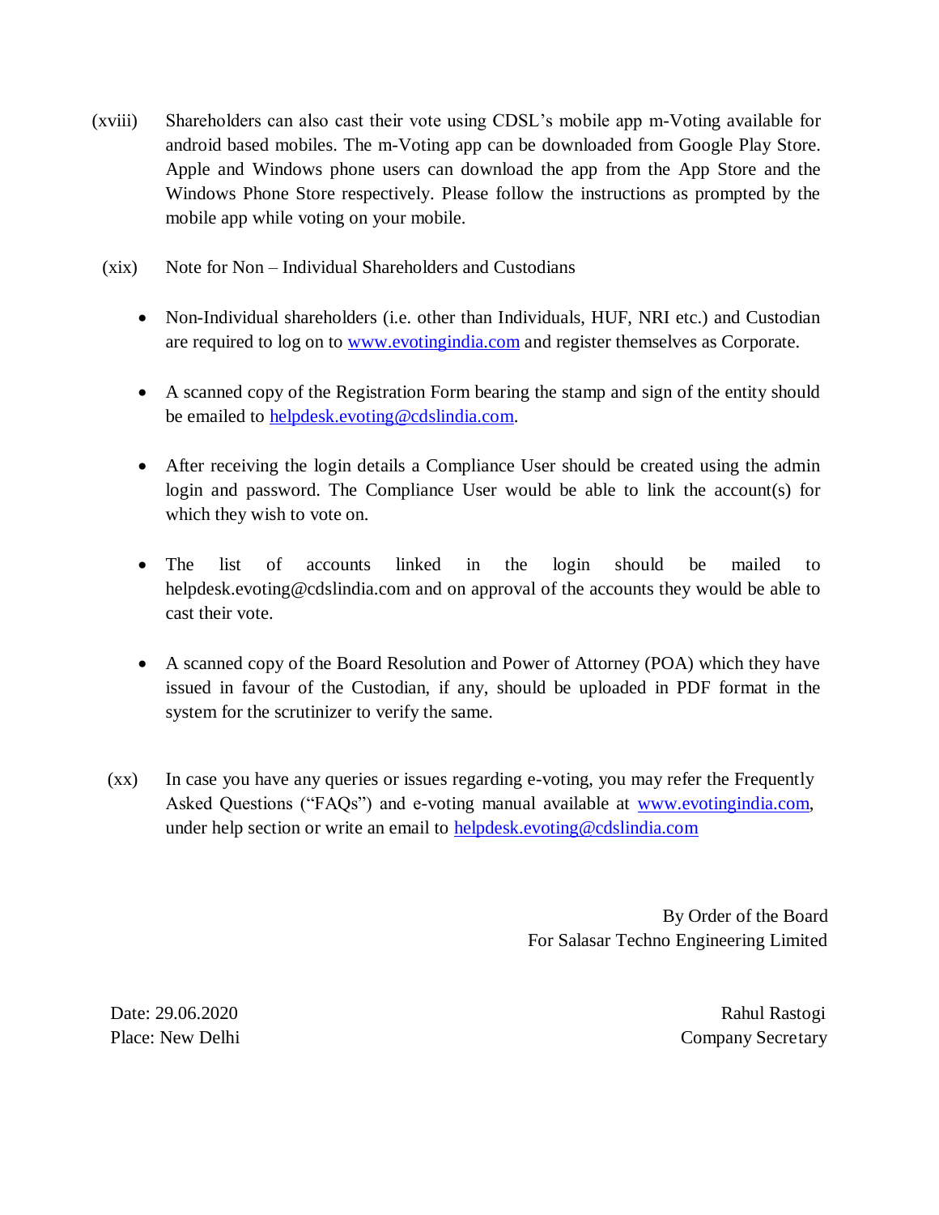(xviii) Shareholders can also cast their vote using CDSL's mobile app m-Voting available for android based mobiles. The m-Voting app can be downloaded from Google Play Store. Apple and Windows phone users can download the app from the App Store and the Windows Phone Store respectively. Please follow the instructions as prompted by the mobile app while voting on your mobile.

(xix) Note for Non – Individual Shareholders and Custodians

- Non-Individual shareholders (i.e. other than Individuals, HUF, NRI etc.) and Custodian are required to log on to www.evotingindia.com and register themselves as Corporate.

- A scanned copy of the Registration Form bearing the stamp and sign of the entity should be emailed to helpdesk.evoting@cdslindia.com.

- After receiving the login details a Compliance User should be created using the admin login and password. The Compliance User would be able to link the account(s) for which they wish to vote on.

- The list of accounts linked in the login should be mailed to helpdesk.evoting@cdslindia.com and on approval of the accounts they would be able to cast their vote.

- A scanned copy of the Board Resolution and Power of Attorney (POA) which they have issued in favour of the Custodian, if any, should be uploaded in PDF format in the system for the scrutinizer to verify the same.

(xx) In case you have any queries or issues regarding e-voting, you may refer the Frequently Asked Questions ("FAQs") and e-voting manual available at www.evotingindia.com, under help section or write an email to helpdesk.evoting@cdslindia.com

By Order of the Board
For Salasar Techno Engineering Limited

Date: 29.06.2020
Place: New Delhi

Rahul Rastogi
Company Secretary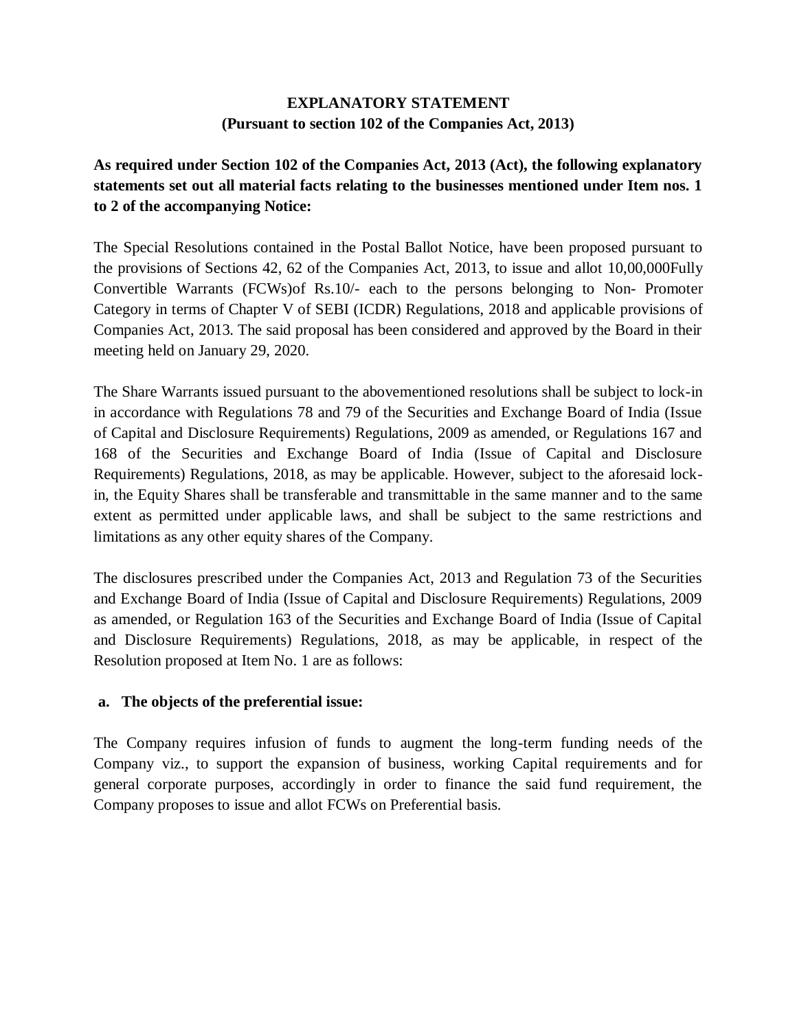# EXPLANATORY STATEMENT

**(Pursuant to section 102 of the Companies Act, 2013)**

**As required under Section 102 of the Companies Act, 2013 (Act), the following explanatory statements set out all material facts relating to the businesses mentioned under Item nos. 1 to 2 of the accompanying Notice:**

The Special Resolutions contained in the Postal Ballot Notice, have been proposed pursuant to the provisions of Sections 42, 62 of the Companies Act, 2013, to issue and allot 10,00,000Fully Convertible Warrants (FCWs)of Rs.10/- each to the persons belonging to Non- Promoter Category in terms of Chapter V of SEBI (ICDR) Regulations, 2018 and applicable provisions of Companies Act, 2013. The said proposal has been considered and approved by the Board in their meeting held on January 29, 2020.

The Share Warrants issued pursuant to the abovementioned resolutions shall be subject to lock-in in accordance with Regulations 78 and 79 of the Securities and Exchange Board of India (Issue of Capital and Disclosure Requirements) Regulations, 2009 as amended, or Regulations 167 and 168 of the Securities and Exchange Board of India (Issue of Capital and Disclosure Requirements) Regulations, 2018, as may be applicable. However, subject to the aforesaid lock-in, the Equity Shares shall be transferable and transmittable in the same manner and to the same extent as permitted under applicable laws, and shall be subject to the same restrictions and limitations as any other equity shares of the Company.

The disclosures prescribed under the Companies Act, 2013 and Regulation 73 of the Securities and Exchange Board of India (Issue of Capital and Disclosure Requirements) Regulations, 2009 as amended, or Regulation 163 of the Securities and Exchange Board of India (Issue of Capital and Disclosure Requirements) Regulations, 2018, as may be applicable, in respect of the Resolution proposed at Item No. 1 are as follows:

**a. The objects of the preferential issue:**

The Company requires infusion of funds to augment the long-term funding needs of the Company viz., to support the expansion of business, working Capital requirements and for general corporate purposes, accordingly in order to finance the said fund requirement, the Company proposes to issue and allot FCWs on Preferential basis.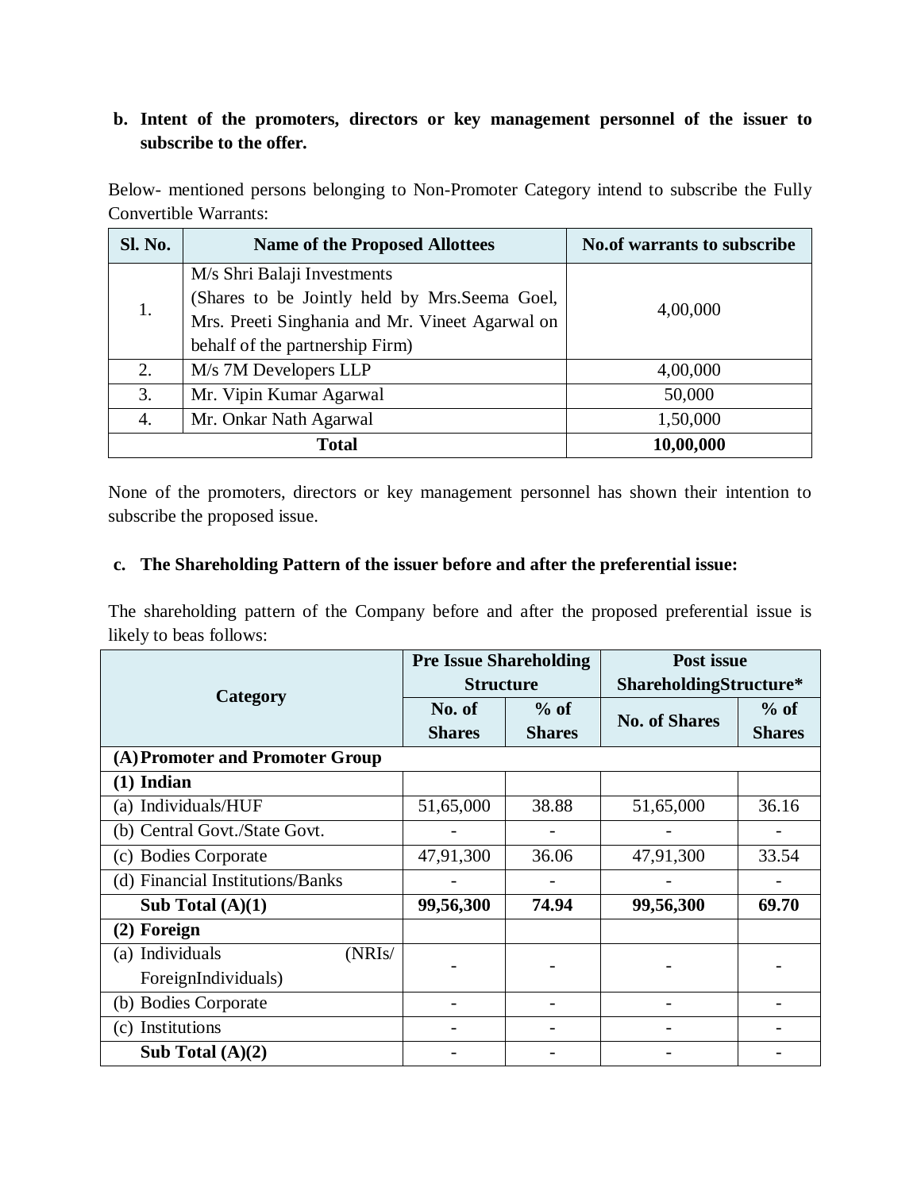**b. Intent of the promoters, directors or key management personnel of the issuer to subscribe to the offer.**

Below- mentioned persons belonging to Non-Promoter Category intend to subscribe the Fully Convertible Warrants:

| Sl. No. | Name of the Proposed Allottees | No.of warrants to subscribe |
|---|---|---|
| 1. | M/s Shri Balaji Investments (Shares to be Jointly held by Mrs.Seema Goel, Mrs. Preeti Singhania and Mr. Vineet Agarwal on behalf of the partnership Firm) | 4,00,000 |
| 2. | M/s 7M Developers LLP | 4,00,000 |
| 3. | Mr. Vipin Kumar Agarwal | 50,000 |
| 4. | Mr. Onkar Nath Agarwal | 1,50,000 |
| **Total** | | **10,00,000** |

None of the promoters, directors or key management personnel has shown their intention to subscribe the proposed issue.

**c. The Shareholding Pattern of the issuer before and after the preferential issue:**

The shareholding pattern of the Company before and after the proposed preferential issue is likely to beas follows:

| Category | Pre Issue Shareholding Structure | | Post issue ShareholdingStructure* | |
|---|---|---|---|---|
| | No. of Shares | % of Shares | No. of Shares | % of Shares |
| **(A) Promoter and Promoter Group** | | | | |
| **(1) Indian** | | | | |
| (a) Individuals/HUF | 51,65,000 | 38.88 | 51,65,000 | 36.16 |
| (b) Central Govt./State Govt. | - | - | - | - |
| (c) Bodies Corporate | 47,91,300 | 36.06 | 47,91,300 | 33.54 |
| (d) Financial Institutions/Banks | - | - | - | - |
| **Sub Total (A)(1)** | **99,56,300** | **74.94** | **99,56,300** | **69.70** |
| **(2) Foreign** | | | | |
| (a) Individuals (NRIs/ ForeignIndividuals) | - | - | - | - |
| (b) Bodies Corporate | - | - | - | - |
| (c) Institutions | - | - | - | - |
| **Sub Total (A)(2)** | - | - | - | - |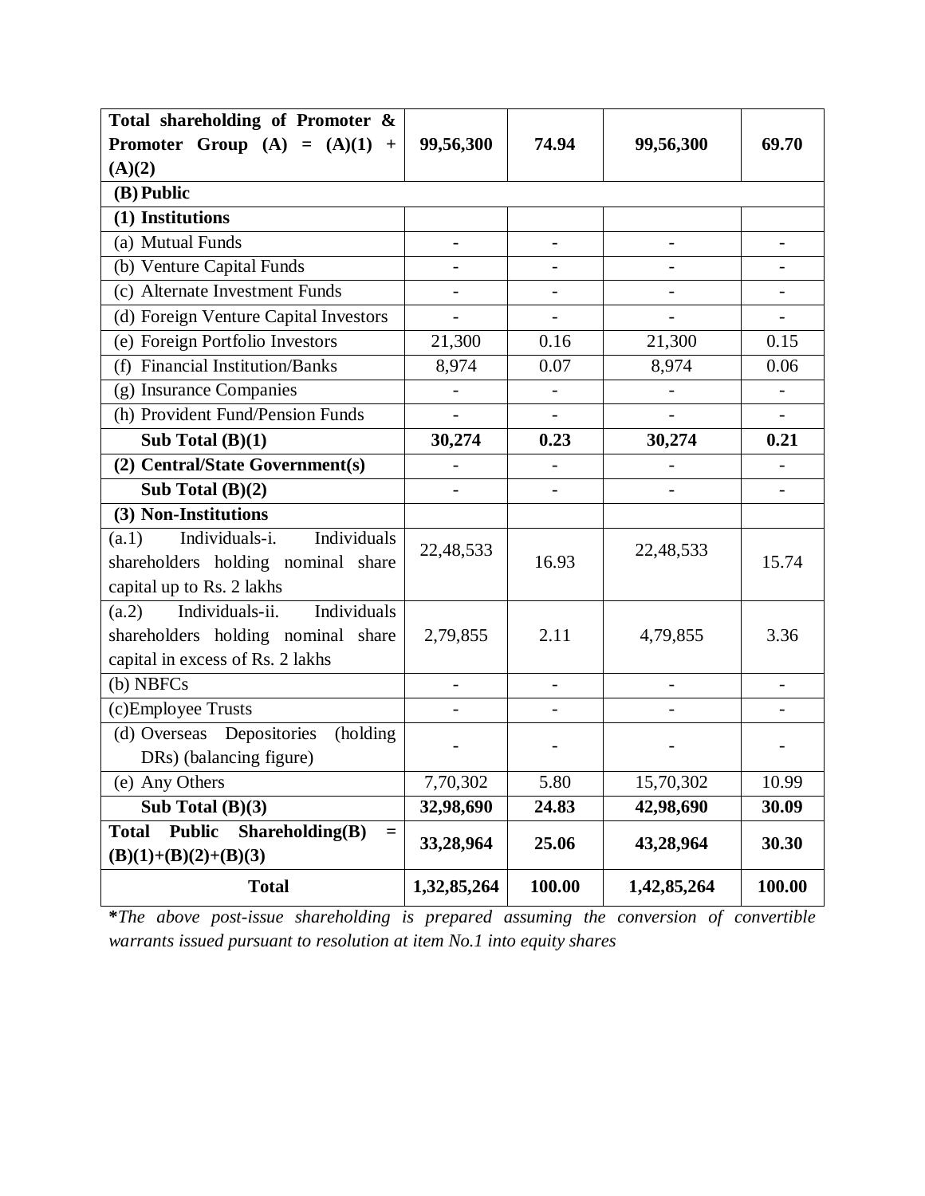| **Total shareholding of Promoter & Promoter Group (A) = (A)(1) + (A)(2)** | **99,56,300** | **74.94** | **99,56,300** | **69.70** |
|---|---|---|---|---|
| **(B) Public** | | | | |
| **(1) Institutions** | | | | |
| (a) Mutual Funds | - | - | - | - |
| (b) Venture Capital Funds | - | - | - | - |
| (c) Alternate Investment Funds | - | - | - | - |
| (d) Foreign Venture Capital Investors | - | - | - | - |
| (e) Foreign Portfolio Investors | 21,300 | 0.16 | 21,300 | 0.15 |
| (f) Financial Institution/Banks | 8,974 | 0.07 | 8,974 | 0.06 |
| (g) Insurance Companies | - | - | - | - |
| (h) Provident Fund/Pension Funds | - | - | - | - |
| **Sub Total (B)(1)** | **30,274** | **0.23** | **30,274** | **0.21** |
| **(2) Central/State Government(s)** | - | - | - | - |
| **Sub Total (B)(2)** | - | - | - | - |
| **(3) Non-Institutions** | | | | |
| (a.1) Individuals-i. Individuals shareholders holding nominal share capital up to Rs. 2 lakhs | 22,48,533 | 16.93 | 22,48,533 | 15.74 |
| (a.2) Individuals-ii. Individuals shareholders holding nominal share capital in excess of Rs. 2 lakhs | 2,79,855 | 2.11 | 4,79,855 | 3.36 |
| (b) NBFCs | - | - | - | - |
| (c)Employee Trusts | - | - | - | - |
| (d) Overseas Depositories (holding DRs) (balancing figure) | - | - | - | - |
| (e) Any Others | 7,70,302 | 5.80 | 15,70,302 | 10.99 |
| **Sub Total (B)(3)** | **32,98,690** | **24.83** | **42,98,690** | **30.09** |
| **Total Public Shareholding(B) = (B)(1)+(B)(2)+(B)(3)** | **33,28,964** | **25.06** | **43,28,964** | **30.30** |
| **Total** | **1,32,85,264** | **100.00** | **1,42,85,264** | **100.00** |

***The above post-issue shareholding is prepared assuming the conversion of convertible warrants issued pursuant to resolution at item No.1 into equity shares***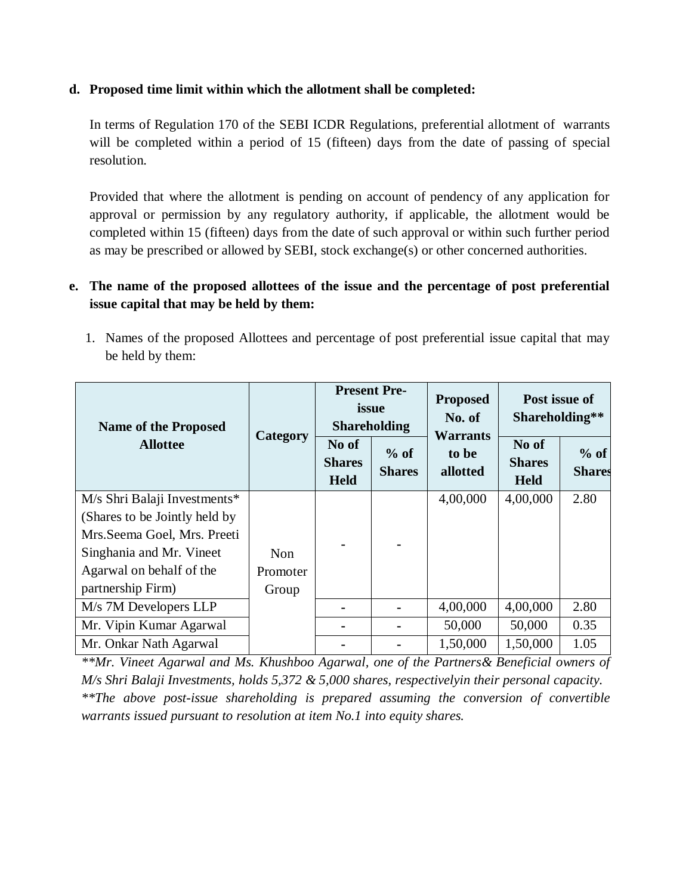**d. Proposed time limit within which the allotment shall be completed:**

In terms of Regulation 170 of the SEBI ICDR Regulations, preferential allotment of warrants will be completed within a period of 15 (fifteen) days from the date of passing of special resolution.

Provided that where the allotment is pending on account of pendency of any application for approval or permission by any regulatory authority, if applicable, the allotment would be completed within 15 (fifteen) days from the date of such approval or within such further period as may be prescribed or allowed by SEBI, stock exchange(s) or other concerned authorities.

**e. The name of the proposed allottees of the issue and the percentage of post preferential issue capital that may be held by them:**

1. Names of the proposed Allottees and percentage of post preferential issue capital that may be held by them:

| Name of the Proposed Allottee | Category | Present Pre-issue Shareholding | | Proposed No. of Warrants to be allotted | Post issue of Shareholding** | |
|---|---|---|---|---|---|---|
| | | No of Shares Held | % of Shares | | No of Shares Held | % of Shares |
| M/s Shri Balaji Investments* (Shares to be Jointly held by Mrs.Seema Goel, Mrs. Preeti Singhania and Mr. Vineet Agarwal on behalf of the partnership Firm) | Non Promoter Group | - | - | 4,00,000 | 4,00,000 | 2.80 |
| M/s 7M Developers LLP | | - | - | 4,00,000 | 4,00,000 | 2.80 |
| Mr. Vipin Kumar Agarwal | | - | - | 50,000 | 50,000 | 0.35 |
| Mr. Onkar Nath Agarwal | | - | - | 1,50,000 | 1,50,000 | 1.05 |

*\*\*Mr. Vineet Agarwal and Ms. Khushboo Agarwal, one of the Partners& Beneficial owners of M/s Shri Balaji Investments, holds 5,372 & 5,000 shares, respectivelyin their personal capacity.*

*\*\*The above post-issue shareholding is prepared assuming the conversion of convertible warrants issued pursuant to resolution at item No.1 into equity shares.*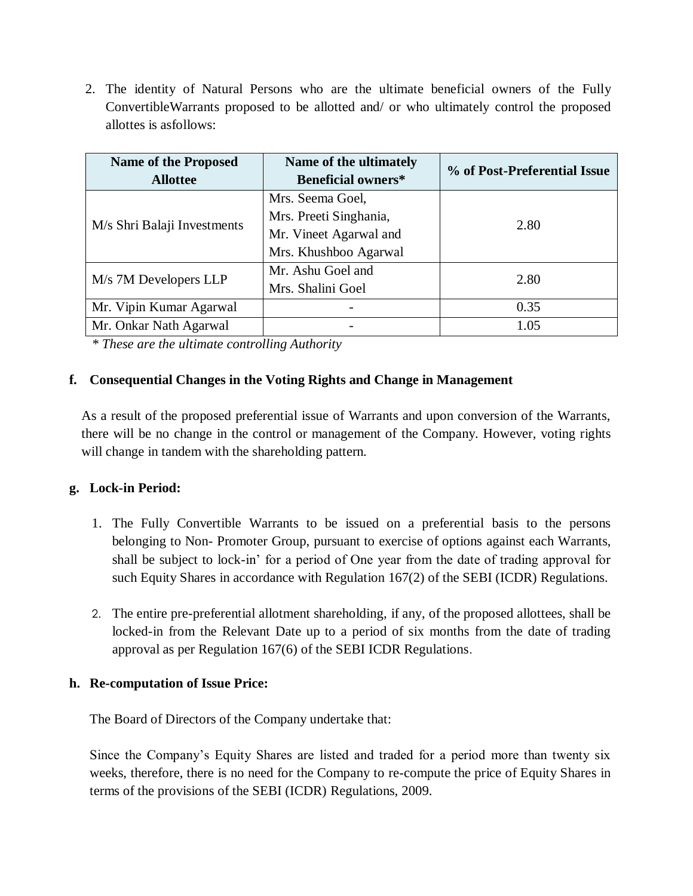2. The identity of Natural Persons who are the ultimate beneficial owners of the Fully ConvertibleWarrants proposed to be allotted and/ or who ultimately control the proposed allottes is asfollows:

| Name of the Proposed Allottee | Name of the ultimately Beneficial owners* | % of Post-Preferential Issue |
|---|---|---|
| M/s Shri Balaji Investments | Mrs. Seema Goel, Mrs. Preeti Singhania, Mr. Vineet Agarwal and Mrs. Khushboo Agarwal | 2.80 |
| M/s 7M Developers LLP | Mr. Ashu Goel and Mrs. Shalini Goel | 2.80 |
| Mr. Vipin Kumar Agarwal | - | 0.35 |
| Mr. Onkar Nath Agarwal | - | 1.05 |

*\* These are the ultimate controlling Authority*

**f. Consequential Changes in the Voting Rights and Change in Management**

As a result of the proposed preferential issue of Warrants and upon conversion of the Warrants, there will be no change in the control or management of the Company. However, voting rights will change in tandem with the shareholding pattern.

**g. Lock-in Period:**

1. The Fully Convertible Warrants to be issued on a preferential basis to the persons belonging to Non- Promoter Group, pursuant to exercise of options against each Warrants, shall be subject to lock-in' for a period of One year from the date of trading approval for such Equity Shares in accordance with Regulation 167(2) of the SEBI (ICDR) Regulations.

2. The entire pre-preferential allotment shareholding, if any, of the proposed allottees, shall be locked-in from the Relevant Date up to a period of six months from the date of trading approval as per Regulation 167(6) of the SEBI ICDR Regulations.

**h. Re-computation of Issue Price:**

The Board of Directors of the Company undertake that:

Since the Company's Equity Shares are listed and traded for a period more than twenty six weeks, therefore, there is no need for the Company to re-compute the price of Equity Shares in terms of the provisions of the SEBI (ICDR) Regulations, 2009.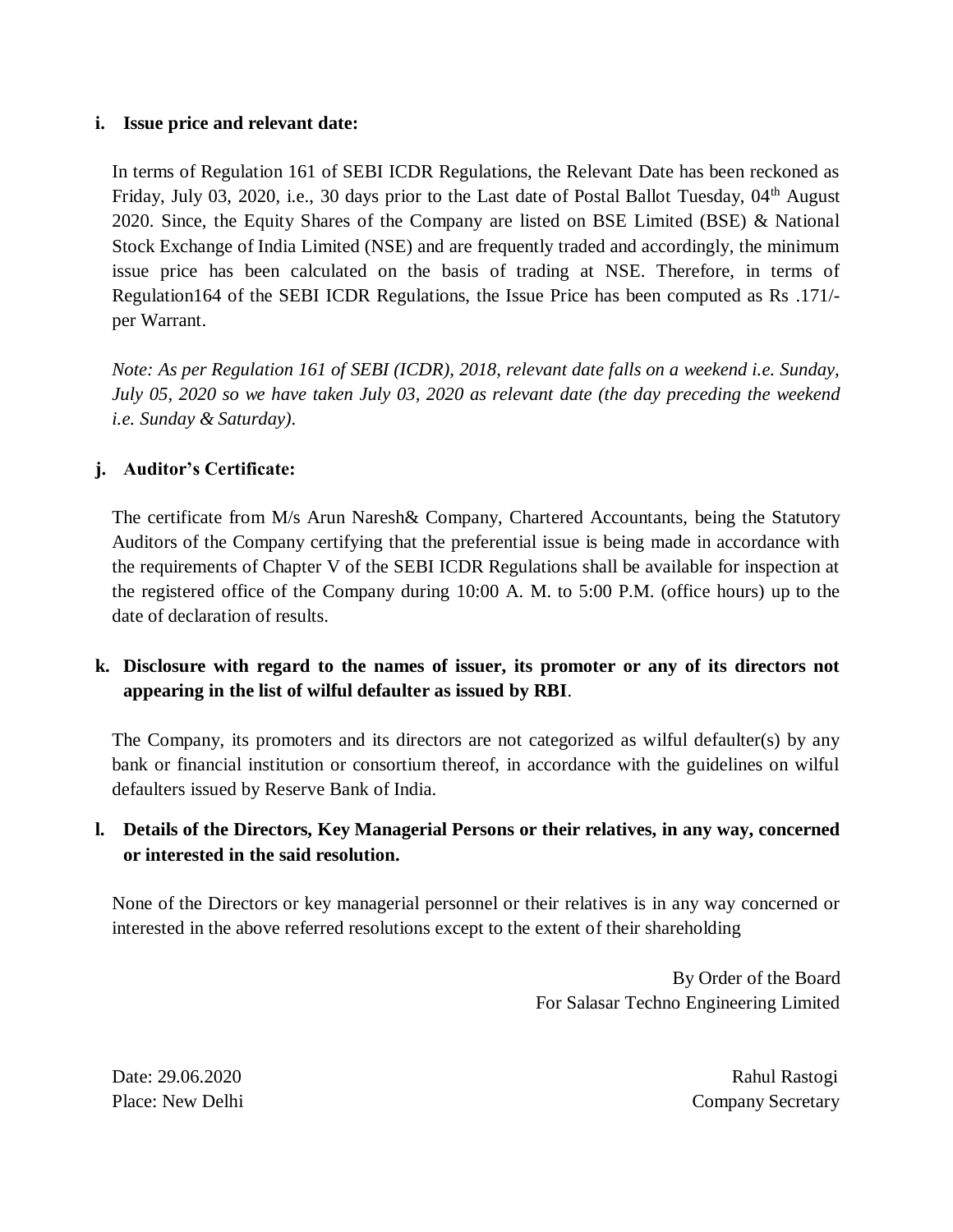**i. Issue price and relevant date:**

In terms of Regulation 161 of SEBI ICDR Regulations, the Relevant Date has been reckoned as Friday, July 03, 2020, i.e., 30 days prior to the Last date of Postal Ballot Tuesday, 04th August 2020. Since, the Equity Shares of the Company are listed on BSE Limited (BSE) & National Stock Exchange of India Limited (NSE) and are frequently traded and accordingly, the minimum issue price has been calculated on the basis of trading at NSE. Therefore, in terms of Regulation164 of the SEBI ICDR Regulations, the Issue Price has been computed as Rs .171/- per Warrant.

*Note: As per Regulation 161 of SEBI (ICDR), 2018, relevant date falls on a weekend i.e. Sunday, July 05, 2020 so we have taken July 03, 2020 as relevant date (the day preceding the weekend i.e. Sunday & Saturday).*

**j. Auditor's Certificate:**

The certificate from M/s Arun Naresh& Company, Chartered Accountants, being the Statutory Auditors of the Company certifying that the preferential issue is being made in accordance with the requirements of Chapter V of the SEBI ICDR Regulations shall be available for inspection at the registered office of the Company during 10:00 A. M. to 5:00 P.M. (office hours) up to the date of declaration of results.

**k. Disclosure with regard to the names of issuer, its promoter or any of its directors not appearing in the list of wilful defaulter as issued by RBI**.

The Company, its promoters and its directors are not categorized as wilful defaulter(s) by any bank or financial institution or consortium thereof, in accordance with the guidelines on wilful defaulters issued by Reserve Bank of India.

**l. Details of the Directors, Key Managerial Persons or their relatives, in any way, concerned or interested in the said resolution.**

None of the Directors or key managerial personnel or their relatives is in any way concerned or interested in the above referred resolutions except to the extent of their shareholding

By Order of the Board
For Salasar Techno Engineering Limited

Date: 29.06.2020
Place: New Delhi

Rahul Rastogi
Company Secretary